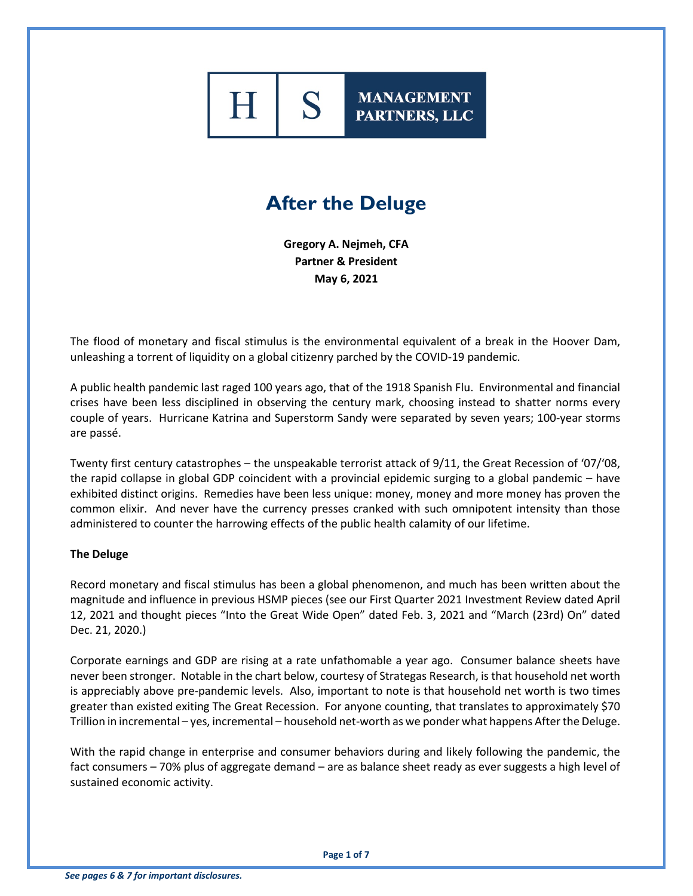HS MANAGEMENT PARTNERS, LLC

# After the Deluge

**Gregory A. Nejmeh, CFA**
**Partner & President**
**May 6, 2021**

The flood of monetary and fiscal stimulus is the environmental equivalent of a break in the Hoover Dam, unleashing a torrent of liquidity on a global citizenry parched by the COVID-19 pandemic.

A public health pandemic last raged 100 years ago, that of the 1918 Spanish Flu. Environmental and financial crises have been less disciplined in observing the century mark, choosing instead to shatter norms every couple of years. Hurricane Katrina and Superstorm Sandy were separated by seven years; 100-year storms are passé.

Twenty first century catastrophes – the unspeakable terrorist attack of 9/11, the Great Recession of '07/'08, the rapid collapse in global GDP coincident with a provincial epidemic surging to a global pandemic – have exhibited distinct origins. Remedies have been less unique: money, money and more money has proven the common elixir. And never have the currency presses cranked with such omnipotent intensity than those administered to counter the harrowing effects of the public health calamity of our lifetime.

**The Deluge**

Record monetary and fiscal stimulus has been a global phenomenon, and much has been written about the magnitude and influence in previous HSMP pieces (see our First Quarter 2021 Investment Review dated April 12, 2021 and thought pieces "Into the Great Wide Open" dated Feb. 3, 2021 and "March (23rd) On" dated Dec. 21, 2020.)

Corporate earnings and GDP are rising at a rate unfathomable a year ago. Consumer balance sheets have never been stronger. Notable in the chart below, courtesy of Strategas Research, is that household net worth is appreciably above pre-pandemic levels. Also, important to note is that household net worth is two times greater than existed exiting The Great Recession. For anyone counting, that translates to approximately $70 Trillion in incremental – yes, incremental – household net-worth as we ponder what happens After the Deluge.

With the rapid change in enterprise and consumer behaviors during and likely following the pandemic, the fact consumers – 70% plus of aggregate demand – are as balance sheet ready as ever suggests a high level of sustained economic activity.

*See pages 6 & 7 for important disclosures.*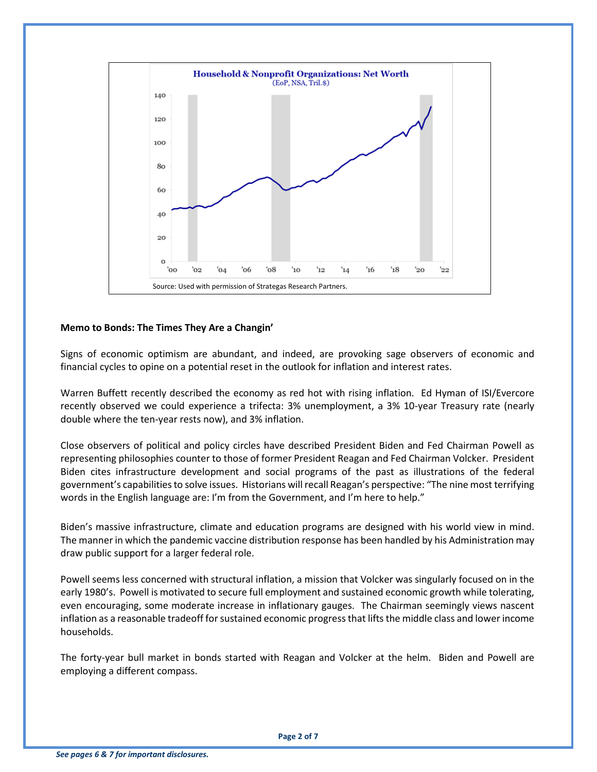Source: Used with permission of Strategas Research Partners.

**Memo to Bonds: The Times They Are a Changin'**

Signs of economic optimism are abundant, and indeed, are provoking sage observers of economic and financial cycles to opine on a potential reset in the outlook for inflation and interest rates.

Warren Buffett recently described the economy as red hot with rising inflation. Ed Hyman of ISI/Evercore recently observed we could experience a trifecta: 3% unemployment, a 3% 10-year Treasury rate (nearly double where the ten-year rests now), and 3% inflation.

Close observers of political and policy circles have described President Biden and Fed Chairman Powell as representing philosophies counter to those of former President Reagan and Fed Chairman Volcker. President Biden cites infrastructure development and social programs of the past as illustrations of the federal government's capabilities to solve issues. Historians will recall Reagan's perspective: "The nine most terrifying words in the English language are: I'm from the Government, and I'm here to help."

Biden's massive infrastructure, climate and education programs are designed with his world view in mind. The manner in which the pandemic vaccine distribution response has been handled by his Administration may draw public support for a larger federal role.

Powell seems less concerned with structural inflation, a mission that Volcker was singularly focused on in the early 1980's. Powell is motivated to secure full employment and sustained economic growth while tolerating, even encouraging, some moderate increase in inflationary gauges. The Chairman seemingly views nascent inflation as a reasonable tradeoff for sustained economic progress that lifts the middle class and lower income households.

The forty-year bull market in bonds started with Reagan and Volcker at the helm. Biden and Powell are employing a different compass.

*See pages 6 & 7 for important disclosures.*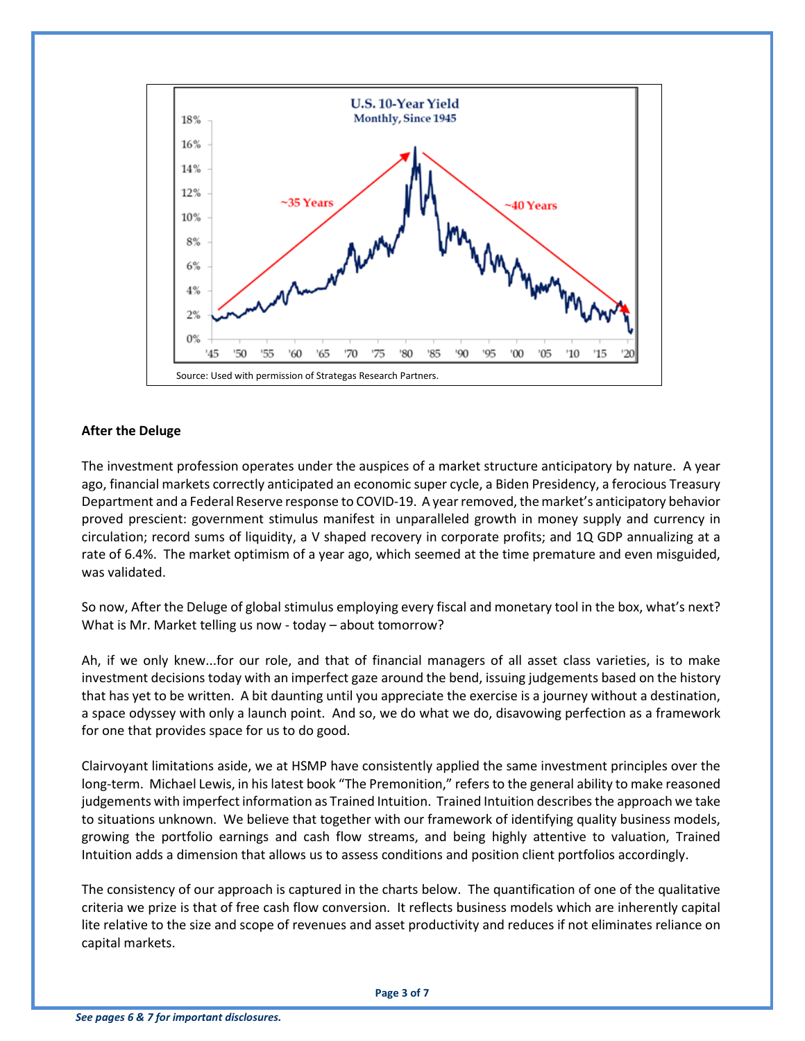Source: Used with permission of Strategas Research Partners.

**After the Deluge**

The investment profession operates under the auspices of a market structure anticipatory by nature. A year ago, financial markets correctly anticipated an economic super cycle, a Biden Presidency, a ferocious Treasury Department and a Federal Reserve response to COVID-19. A year removed, the market's anticipatory behavior proved prescient: government stimulus manifest in unparalleled growth in money supply and currency in circulation; record sums of liquidity, a V shaped recovery in corporate profits; and 1Q GDP annualizing at a rate of 6.4%. The market optimism of a year ago, which seemed at the time premature and even misguided, was validated.

So now, After the Deluge of global stimulus employing every fiscal and monetary tool in the box, what's next? What is Mr. Market telling us now - today – about tomorrow?

Ah, if we only knew...for our role, and that of financial managers of all asset class varieties, is to make investment decisions today with an imperfect gaze around the bend, issuing judgements based on the history that has yet to be written. A bit daunting until you appreciate the exercise is a journey without a destination, a space odyssey with only a launch point. And so, we do what we do, disavowing perfection as a framework for one that provides space for us to do good.

Clairvoyant limitations aside, we at HSMP have consistently applied the same investment principles over the long-term. Michael Lewis, in his latest book "The Premonition," refers to the general ability to make reasoned judgements with imperfect information as Trained Intuition. Trained Intuition describes the approach we take to situations unknown. We believe that together with our framework of identifying quality business models, growing the portfolio earnings and cash flow streams, and being highly attentive to valuation, Trained Intuition adds a dimension that allows us to assess conditions and position client portfolios accordingly.

The consistency of our approach is captured in the charts below. The quantification of one of the qualitative criteria we prize is that of free cash flow conversion. It reflects business models which are inherently capital lite relative to the size and scope of revenues and asset productivity and reduces if not eliminates reliance on capital markets.

*See pages 6 & 7 for important disclosures.*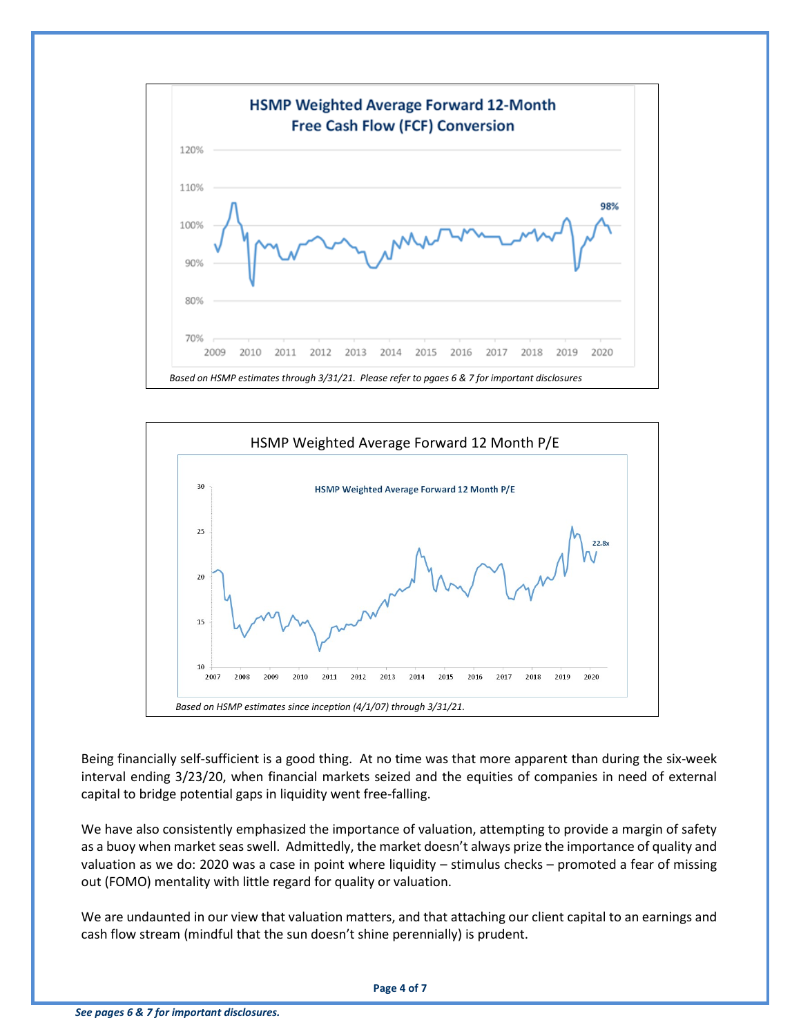**HSMP Weighted Average Forward 12-Month Free Cash Flow (FCF) Conversion**

*Based on HSMP estimates through 3/31/21. Please refer to pgaes 6 & 7 for important disclosures*

HSMP Weighted Average Forward 12 Month P/E

*Based on HSMP estimates since inception (4/1/07) through 3/31/21.*

Being financially self-sufficient is a good thing. At no time was that more apparent than during the six-week interval ending 3/23/20, when financial markets seized and the equities of companies in need of external capital to bridge potential gaps in liquidity went free-falling.

We have also consistently emphasized the importance of valuation, attempting to provide a margin of safety as a buoy when market seas swell. Admittedly, the market doesn't always prize the importance of quality and valuation as we do: 2020 was a case in point where liquidity – stimulus checks – promoted a fear of missing out (FOMO) mentality with little regard for quality or valuation.

We are undaunted in our view that valuation matters, and that attaching our client capital to an earnings and cash flow stream (mindful that the sun doesn't shine perennially) is prudent.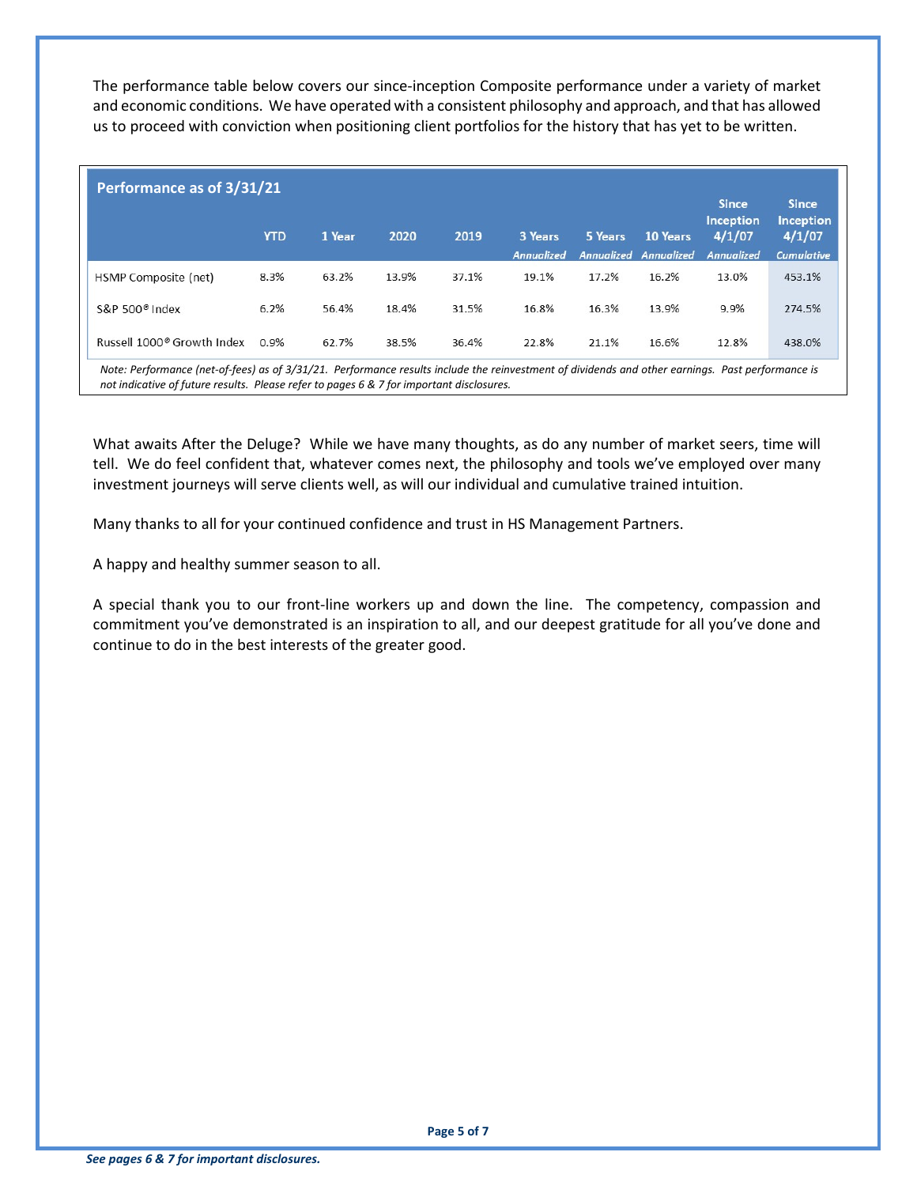The performance table below covers our since-inception Composite performance under a variety of market and economic conditions. We have operated with a consistent philosophy and approach, and that has allowed us to proceed with conviction when positioning client portfolios for the history that has yet to be written.

**Performance as of 3/31/21**

| | YTD | 1 Year | 2020 | 2019 | 3 Years *Annualized* | 5 Years *Annualized* | 10 Years *Annualized* | Since Inception 4/1/07 *Annualized* | Since Inception 4/1/07 *Cumulative* |
|---|---|---|---|---|---|---|---|---|---|
| HSMP Composite (net) | 8.3% | 63.2% | 13.9% | 37.1% | 19.1% | 17.2% | 16.2% | 13.0% | 453.1% |
| S&P 500® Index | 6.2% | 56.4% | 18.4% | 31.5% | 16.8% | 16.3% | 13.9% | 9.9% | 274.5% |
| Russell 1000® Growth Index | 0.9% | 62.7% | 38.5% | 36.4% | 22.8% | 21.1% | 16.6% | 12.8% | 438.0% |

*Note: Performance (net-of-fees) as of 3/31/21. Performance results include the reinvestment of dividends and other earnings. Past performance is not indicative of future results. Please refer to pages 6 & 7 for important disclosures.*

What awaits After the Deluge? While we have many thoughts, as do any number of market seers, time will tell. We do feel confident that, whatever comes next, the philosophy and tools we've employed over many investment journeys will serve clients well, as will our individual and cumulative trained intuition.

Many thanks to all for your continued confidence and trust in HS Management Partners.

A happy and healthy summer season to all.

A special thank you to our front-line workers up and down the line. The competency, compassion and commitment you've demonstrated is an inspiration to all, and our deepest gratitude for all you've done and continue to do in the best interests of the greater good.

***See pages 6 & 7 for important disclosures.***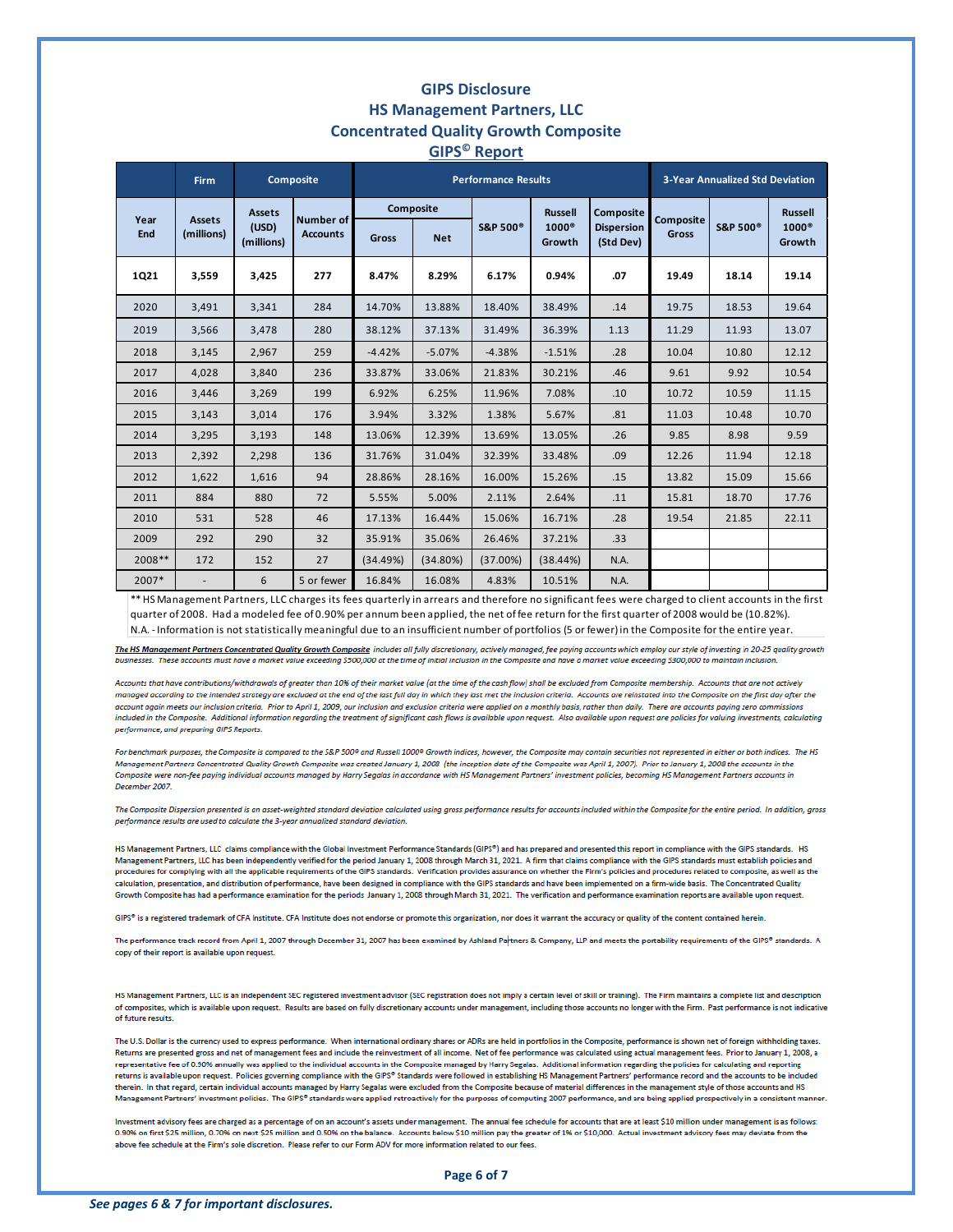# GIPS Disclosure

## HS Management Partners, LLC

## Concentrated Quality Growth Composite

## GIPS© Report

| | Firm | Composite | | Performance Results | | | | | 3-Year Annualized Std Deviation | | |
|---|---|---|---|---|---|---|---|---|---|---|---|
| Year End | Assets (millions) | Assets (USD) (millions) | Number of Accounts | Composite Gross | Composite Net | S&P 500® | Russell 1000® Growth | Composite Dispersion (Std Dev) | Composite Gross | S&P 500® | Russell 1000® Growth |
| **1Q21** | **3,559** | **3,425** | **277** | **8.47%** | **8.29%** | **6.17%** | **0.94%** | **.07** | **19.49** | **18.14** | **19.14** |
| 2020 | 3,491 | 3,341 | 284 | 14.70% | 13.88% | 18.40% | 38.49% | .14 | 19.75 | 18.53 | 19.64 |
| 2019 | 3,566 | 3,478 | 280 | 38.12% | 37.13% | 31.49% | 36.39% | 1.13 | 11.29 | 11.93 | 13.07 |
| 2018 | 3,145 | 2,967 | 259 | -4.42% | -5.07% | -4.38% | -1.51% | .28 | 10.04 | 10.80 | 12.12 |
| 2017 | 4,028 | 3,840 | 236 | 33.87% | 33.06% | 21.83% | 30.21% | .46 | 9.61 | 9.92 | 10.54 |
| 2016 | 3,446 | 3,269 | 199 | 6.92% | 6.25% | 11.96% | 7.08% | .10 | 10.72 | 10.59 | 11.15 |
| 2015 | 3,143 | 3,014 | 176 | 3.94% | 3.32% | 1.38% | 5.67% | .81 | 11.03 | 10.48 | 10.70 |
| 2014 | 3,295 | 3,193 | 148 | 13.06% | 12.39% | 13.69% | 13.05% | .26 | 9.85 | 8.98 | 9.59 |
| 2013 | 2,392 | 2,298 | 136 | 31.76% | 31.04% | 32.39% | 33.48% | .09 | 12.26 | 11.94 | 12.18 |
| 2012 | 1,622 | 1,616 | 94 | 28.86% | 28.16% | 16.00% | 15.26% | .15 | 13.82 | 15.09 | 15.66 |
| 2011 | 884 | 880 | 72 | 5.55% | 5.00% | 2.11% | 2.64% | .11 | 15.81 | 18.70 | 17.76 |
| 2010 | 531 | 528 | 46 | 17.13% | 16.44% | 15.06% | 16.71% | .28 | 19.54 | 21.85 | 22.11 |
| 2009 | 292 | 290 | 32 | 35.91% | 35.06% | 26.46% | 37.21% | .33 | | | |
| 2008** | 172 | 152 | 27 | (34.49%) | (34.80%) | (37.00%) | (38.44%) | N.A. | | | |
| 2007* | - | 6 | 5 or fewer | 16.84% | 16.08% | 4.83% | 10.51% | N.A. | | | |

** HS Management Partners, LLC charges its fees quarterly in arrears and therefore no significant fees were charged to client accounts in the first quarter of 2008. Had a modeled fee of 0.90% per annum been applied, the net of fee return for the first quarter of 2008 would be (10.82%).

N.A. - Information is not statistically meaningful due to an insufficient number of portfolios (5 or fewer) in the Composite for the entire year.

*The HS Management Partners Concentrated Quality Growth Composite includes all fully discretionary, actively managed, fee paying accounts which employ our style of investing in 20-25 quality growth businesses. These accounts must have a market value exceeding $500,000 at the time of initial inclusion in the Composite and have a market value exceeding $300,000 to maintain inclusion.*

*Accounts that have contributions/withdrawals of greater than 10% of their market value (at the time of the cash flow) shall be excluded from Composite membership. Accounts that are not actively managed according to the intended strategy are excluded at the end of the last full day in which they last met the inclusion criteria. Accounts are reinstated into the Composite on the first day after the account again meets our inclusion criteria. Prior to April 1, 2009, our inclusion and exclusion criteria were applied on a monthly basis, rather than daily. There are accounts paying zero commissions included in the Composite. Additional information regarding the treatment of significant cash flows is available upon request. Also available upon request are policies for valuing investments, calculating performance, and preparing GIPS Reports.*

*For benchmark purposes, the Composite is compared to the S&P 500® and Russell 1000® Growth indices, however, the Composite may contain securities not represented in either or both indices. The HS Management Partners Concentrated Quality Growth Composite was created January 1, 2008 (the inception date of the Composite was April 1, 2007). Prior to January 1, 2008 the accounts in the Composite were non-fee paying individual accounts managed by Harry Segalas in accordance with HS Management Partners' investment policies, becoming HS Management Partners accounts in December 2007.*

*The Composite Dispersion presented is an asset-weighted standard deviation calculated using gross performance results for accounts included within the Composite for the entire period. In addition, gross performance results are used to calculate the 3-year annualized standard deviation.*

HS Management Partners, LLC claims compliance with the Global Investment Performance Standards (GIPS®) and has prepared and presented this report in compliance with the GIPS standards. HS Management Partners, LLC has been independently verified for the period January 1, 2008 through March 31, 2021. A firm that claims compliance with the GIPS standards must establish policies and procedures for complying with all the applicable requirements of the GIPS standards. Verification provides assurance on whether the Firm's policies and procedures related to composite, as well as the calculation, presentation, and distribution of performance, have been designed in compliance with the GIPS standards and have been implemented on a firm-wide basis. The Concentrated Quality Growth Composite has had a performance examination for the periods January 1, 2008 through March 31, 2021. The verification and performance examination reports are available upon request.

GIPS® is a registered trademark of CFA Institute. CFA Institute does not endorse or promote this organization, nor does it warrant the accuracy or quality of the content contained herein.

The performance track record from April 1, 2007 through December 31, 2007 has been examined by Ashland Partners & Company, LLP and meets the portability requirements of the GIPS® standards. A copy of their report is available upon request.

HS Management Partners, LLC is an independent SEC registered investment advisor (SEC registration does not imply a certain level of skill or training). The Firm maintains a complete list and description of composites, which is available upon request. Results are based on fully discretionary accounts under management, including those accounts no longer with the Firm. Past performance is not indicative of future results.

The U.S. Dollar is the currency used to express performance. When international ordinary shares or ADRs are held in portfolios in the Composite, performance is shown net of foreign withholding taxes. Returns are presented gross and net of management fees and include the reinvestment of all income. Net of fee performance was calculated using actual management fees. Prior to January 1, 2008, a representative fee of 0.90% annually was applied to the individual accounts in the Composite managed by Harry Segalas. Additional information regarding the policies for calculating and reporting returns is available upon request. Policies governing compliance with the GIPS® Standards were followed in establishing HS Management Partners' performance record and the accounts to be included therein. In that regard, certain individual accounts managed by Harry Segalas were excluded from the Composite because of material differences in the management style of those accounts and HS Management Partners' investment policies. The GIPS® standards were applied retroactively for the purposes of computing 2007 performance, and are being applied prospectively in a consistent manner.

Investment advisory fees are charged as a percentage of on an account's assets under management. The annual fee schedule for accounts that are at least $10 million under management is as follows: 0.90% on first $25 million, 0.70% on next $25 million and 0.50% on the balance. Accounts below $10 million pay the greater of 1% or $10,000. Actual investment advisory fees may deviate from the above fee schedule at the Firm's sole discretion. Please refer to our Form ADV for more information related to our fees.

*See pages 6 & 7 for important disclosures.*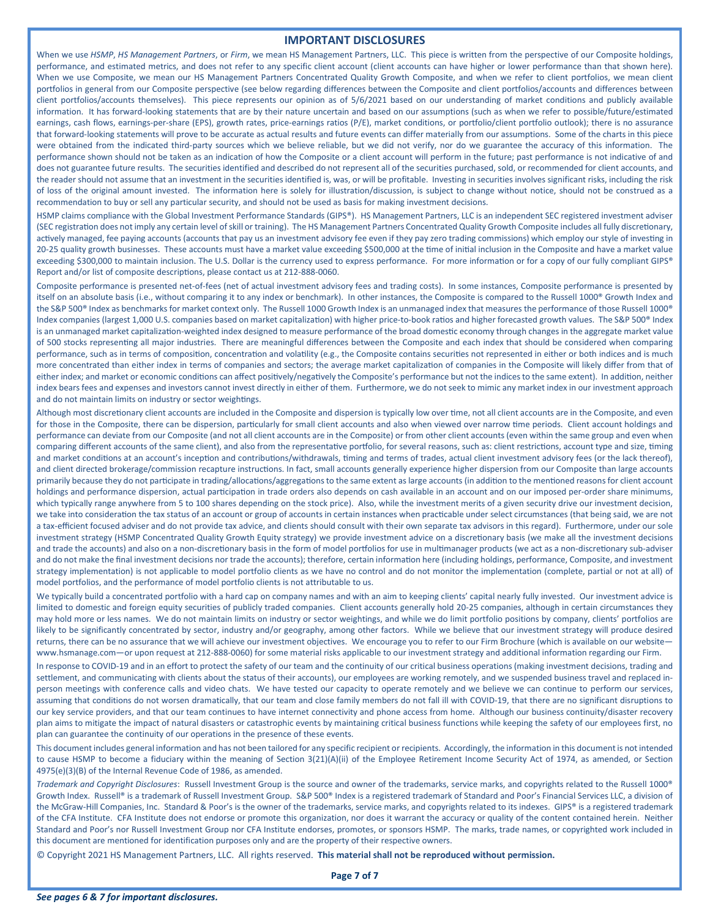## IMPORTANT DISCLOSURES

When we use *HSMP*, *HS Management Partners*, or *Firm*, we mean HS Management Partners, LLC. This piece is written from the perspective of our Composite holdings, performance, and estimated metrics, and does not refer to any specific client account (client accounts can have higher or lower performance than that shown here). When we use Composite, we mean our HS Management Partners Concentrated Quality Growth Composite, and when we refer to client portfolios, we mean client portfolios in general from our Composite perspective (see below regarding differences between the Composite and client portfolios/accounts and differences between client portfolios/accounts themselves). This piece represents our opinion as of 5/6/2021 based on our understanding of market conditions and publicly available information. It has forward-looking statements that are by their nature uncertain and based on our assumptions (such as when we refer to possible/future/estimated earnings, cash flows, earnings-per-share (EPS), growth rates, price-earnings ratios (P/E), market conditions, or portfolio/client portfolio outlook); there is no assurance that forward-looking statements will prove to be accurate as actual results and future events can differ materially from our assumptions. Some of the charts in this piece were obtained from the indicated third-party sources which we believe reliable, but we did not verify, nor do we guarantee the accuracy of this information. The performance shown should not be taken as an indication of how the Composite or a client account will perform in the future; past performance is not indicative of and does not guarantee future results. The securities identified and described do not represent all of the securities purchased, sold, or recommended for client accounts, and the reader should not assume that an investment in the securities identified is, was, or will be profitable. Investing in securities involves significant risks, including the risk of loss of the original amount invested. The information here is solely for illustration/discussion, is subject to change without notice, should not be construed as a recommendation to buy or sell any particular security, and should not be used as basis for making investment decisions.

HSMP claims compliance with the Global Investment Performance Standards (GIPS®). HS Management Partners, LLC is an independent SEC registered investment adviser (SEC registration does not imply any certain level of skill or training). The HS Management Partners Concentrated Quality Growth Composite includes all fully discretionary, actively managed, fee paying accounts (accounts that pay us an investment advisory fee even if they pay zero trading commissions) which employ our style of investing in 20-25 quality growth businesses. These accounts must have a market value exceeding $500,000 at the time of initial inclusion in the Composite and have a market value exceeding $300,000 to maintain inclusion. The U.S. Dollar is the currency used to express performance. For more information or for a copy of our fully compliant GIPS® Report and/or list of composite descriptions, please contact us at 212-888-0060.

Composite performance is presented net-of-fees (net of actual investment advisory fees and trading costs). In some instances, Composite performance is presented by itself on an absolute basis (i.e., without comparing it to any index or benchmark). In other instances, the Composite is compared to the Russell 1000® Growth Index and the S&P 500® Index as benchmarks for market context only. The Russell 1000 Growth Index is an unmanaged index that measures the performance of those Russell 1000® Index companies (largest 1,000 U.S. companies based on market capitalization) with higher price-to-book ratios and higher forecasted growth values. The S&P 500® Index is an unmanaged market capitalization-weighted index designed to measure performance of the broad domestic economy through changes in the aggregate market value of 500 stocks representing all major industries. There are meaningful differences between the Composite and each index that should be considered when comparing performance, such as in terms of composition, concentration and volatility (e.g., the Composite contains securities not represented in either or both indices and is much more concentrated than either index in terms of companies and sectors; the average market capitalization of companies in the Composite will likely differ from that of either index; and market or economic conditions can affect positively/negatively the Composite's performance but not the indices to the same extent). In addition, neither index bears fees and expenses and investors cannot invest directly in either of them. Furthermore, we do not seek to mimic any market index in our investment approach and do not maintain limits on industry or sector weightings.

Although most discretionary client accounts are included in the Composite and dispersion is typically low over time, not all client accounts are in the Composite, and even for those in the Composite, there can be dispersion, particularly for small client accounts and also when viewed over narrow time periods. Client account holdings and performance can deviate from our Composite (and not all client accounts are in the Composite) or from other client accounts (even within the same group and even when comparing different accounts of the same client), and also from the representative portfolio, for several reasons, such as: client restrictions, account type and size, timing and market conditions at an account's inception and contributions/withdrawals, timing and terms of trades, actual client investment advisory fees (or the lack thereof), and client directed brokerage/commission recapture instructions. In fact, small accounts generally experience higher dispersion from our Composite than large accounts primarily because they do not participate in trading/allocations/aggregations to the same extent as large accounts (in addition to the mentioned reasons for client account holdings and performance dispersion, actual participation in trade orders also depends on cash available in an account and on our imposed per-order share minimums, which typically range anywhere from 5 to 100 shares depending on the stock price). Also, while the investment merits of a given security drive our investment decision, we take into consideration the tax status of an account or group of accounts in certain instances when practicable under select circumstances (that being said, we are not a tax-efficient focused adviser and do not provide tax advice, and clients should consult with their own separate tax advisors in this regard). Furthermore, under our sole investment strategy (HSMP Concentrated Quality Growth Equity strategy) we provide investment advice on a discretionary basis (we make all the investment decisions and trade the accounts) and also on a non-discretionary basis in the form of model portfolios for use in multimanager products (we act as a non-discretionary sub-adviser and do not make the final investment decisions nor trade the accounts); therefore, certain information here (including holdings, performance, Composite, and investment strategy implementation) is not applicable to model portfolio clients as we have no control and do not monitor the implementation (complete, partial or not at all) of model portfolios, and the performance of model portfolio clients is not attributable to us.

We typically build a concentrated portfolio with a hard cap on company names and with an aim to keeping clients' capital nearly fully invested. Our investment advice is limited to domestic and foreign equity securities of publicly traded companies. Client accounts generally hold 20-25 companies, although in certain circumstances they may hold more or less names. We do not maintain limits on industry or sector weightings, and while we do limit portfolio positions by company, clients' portfolios are likely to be significantly concentrated by sector, industry and/or geography, among other factors. While we believe that our investment strategy will produce desired returns, there can be no assurance that we will achieve our investment objectives. We encourage you to refer to our Firm Brochure (which is available on our website—www.hsmanage.com—or upon request at 212-888-0060) for some material risks applicable to our investment strategy and additional information regarding our Firm.

In response to COVID-19 and in an effort to protect the safety of our team and the continuity of our critical business operations (making investment decisions, trading and settlement, and communicating with clients about the status of their accounts), our employees are working remotely, and we suspended business travel and replaced in-person meetings with conference calls and video chats. We have tested our capacity to operate remotely and we believe we can continue to perform our services, assuming that conditions do not worsen dramatically, that our team and close family members do not fall ill with COVID-19, that there are no significant disruptions to our key service providers, and that our team continues to have internet connectivity and phone access from home. Although our business continuity/disaster recovery plan aims to mitigate the impact of natural disasters or catastrophic events by maintaining critical business functions while keeping the safety of our employees first, no plan can guarantee the continuity of our operations in the presence of these events.

This document includes general information and has not been tailored for any specific recipient or recipients. Accordingly, the information in this document is not intended to cause HSMP to become a fiduciary within the meaning of Section 3(21)(A)(ii) of the Employee Retirement Income Security Act of 1974, as amended, or Section 4975(e)(3)(B) of the Internal Revenue Code of 1986, as amended.

*Trademark and Copyright Disclosures*: Russell Investment Group is the source and owner of the trademarks, service marks, and copyrights related to the Russell 1000® Growth Index. Russell® is a trademark of Russell Investment Group. S&P 500® Index is a registered trademark of Standard and Poor's Financial Services LLC, a division of the McGraw-Hill Companies, Inc. Standard & Poor's is the owner of the trademarks, service marks, and copyrights related to its indexes. GIPS® is a registered trademark of the CFA Institute. CFA Institute does not endorse or promote this organization, nor does it warrant the accuracy or quality of the content contained herein. Neither Standard and Poor's nor Russell Investment Group nor CFA Institute endorses, promotes, or sponsors HSMP. The marks, trade names, or copyrighted work included in this document are mentioned for identification purposes only and are the property of their respective owners.

© Copyright 2021 HS Management Partners, LLC. All rights reserved. **This material shall not be reproduced without permission.**